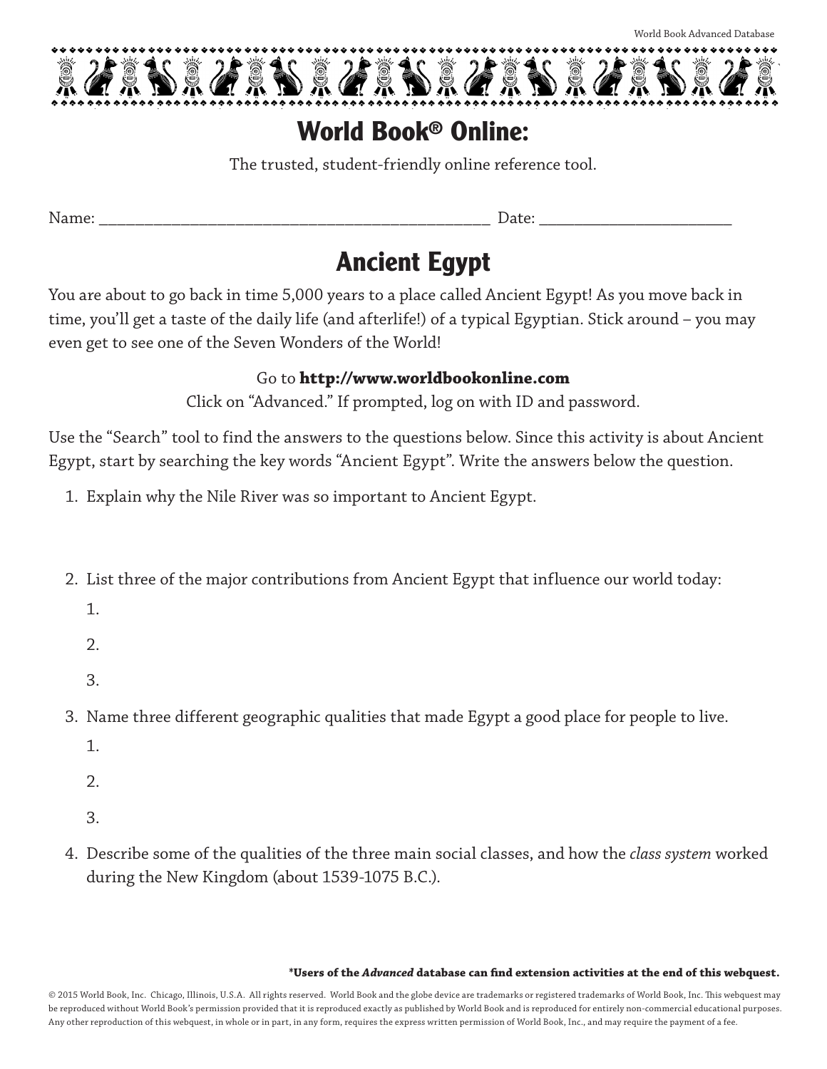# World Book® Online:

The trusted, student-friendly online reference tool.

Name: ______________________________________________ Date: _______________________

## Ancient Egypt

You are about to go back in time 5,000 years to a place called Ancient Egypt! As you move back in time, you'll get a taste of the daily life (and afterlife!) of a typical Egyptian. Stick around – you may even get to see one of the Seven Wonders of the World!

Go to **http://www.worldbookonline.com**
Click on "Advanced." If prompted, log on with ID and password.

Use the "Search" tool to find the answers to the questions below. Since this activity is about Ancient Egypt, start by searching the key words "Ancient Egypt". Write the answers below the question.

1. Explain why the Nile River was so important to Ancient Egypt.

2. List three of the major contributions from Ancient Egypt that influence our world today:
   1.
   2.
   3.

3. Name three different geographic qualities that made Egypt a good place for people to live.
   1.
   2.
   3.

4. Describe some of the qualities of the three main social classes, and how the *class system* worked during the New Kingdom (about 1539-1075 B.C.).

**\*Users of the *Advanced* database can find extension activities at the end of this webquest.**

© 2015 World Book, Inc. Chicago, Illinois, U.S.A. All rights reserved. World Book and the globe device are trademarks or registered trademarks of World Book, Inc. This webquest may be reproduced without World Book's permission provided that it is reproduced exactly as published by World Book and is reproduced for entirely non-commercial educational purposes. Any other reproduction of this webquest, in whole or in part, in any form, requires the express written permission of World Book, Inc., and may require the payment of a fee.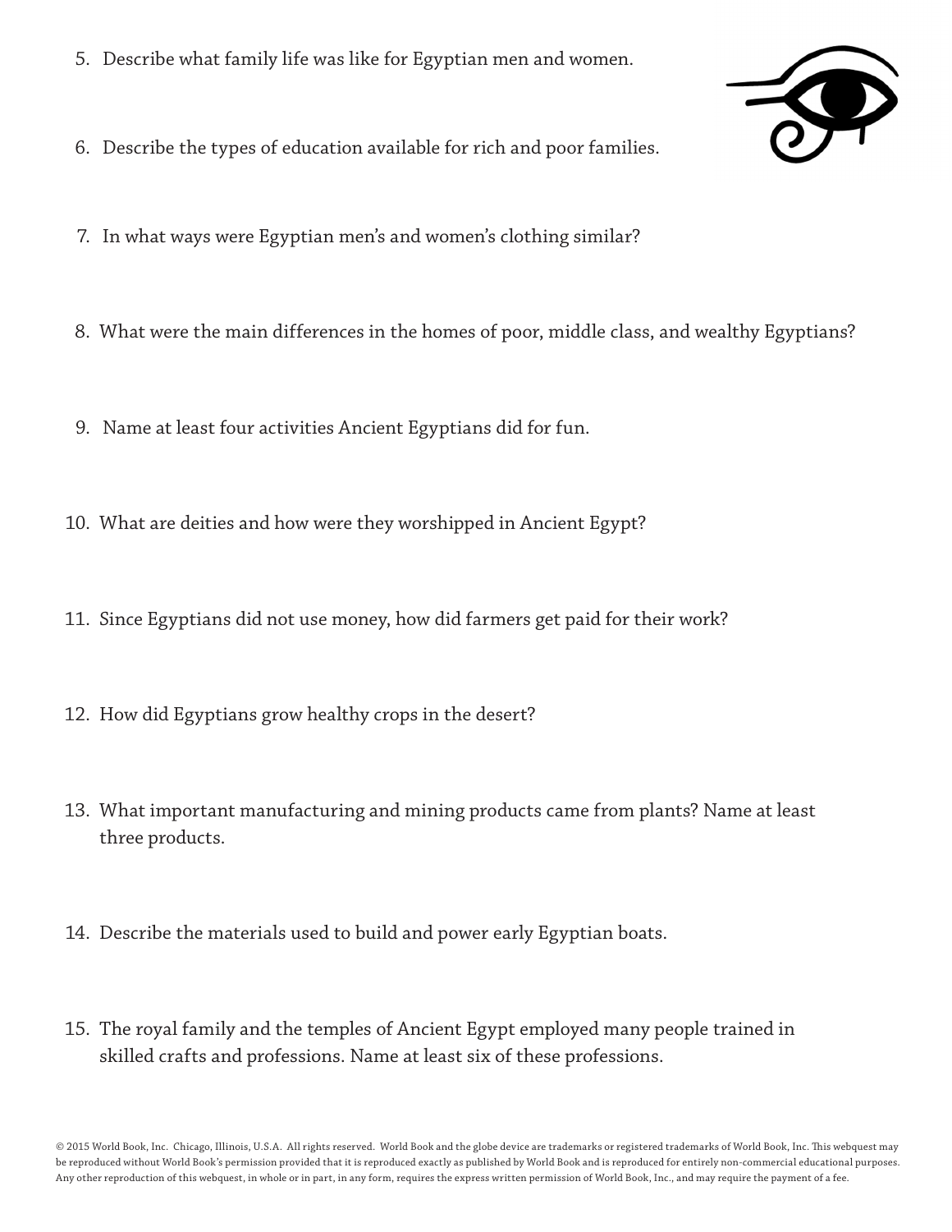5. Describe what family life was like for Egyptian men and women.

6. Describe the types of education available for rich and poor families.

7. In what ways were Egyptian men's and women's clothing similar?

8. What were the main differences in the homes of poor, middle class, and wealthy Egyptians?

9. Name at least four activities Ancient Egyptians did for fun.

10. What are deities and how were they worshipped in Ancient Egypt?

11. Since Egyptians did not use money, how did farmers get paid for their work?

12. How did Egyptians grow healthy crops in the desert?

13. What important manufacturing and mining products came from plants? Name at least three products.

14. Describe the materials used to build and power early Egyptian boats.

15. The royal family and the temples of Ancient Egypt employed many people trained in skilled crafts and professions. Name at least six of these professions.

© 2015 World Book, Inc. Chicago, Illinois, U.S.A. All rights reserved. World Book and the globe device are trademarks or registered trademarks of World Book, Inc. This webquest may be reproduced without World Book's permission provided that it is reproduced exactly as published by World Book and is reproduced for entirely non-commercial educational purposes. Any other reproduction of this webquest, in whole or in part, in any form, requires the express written permission of World Book, Inc., and may require the payment of a fee.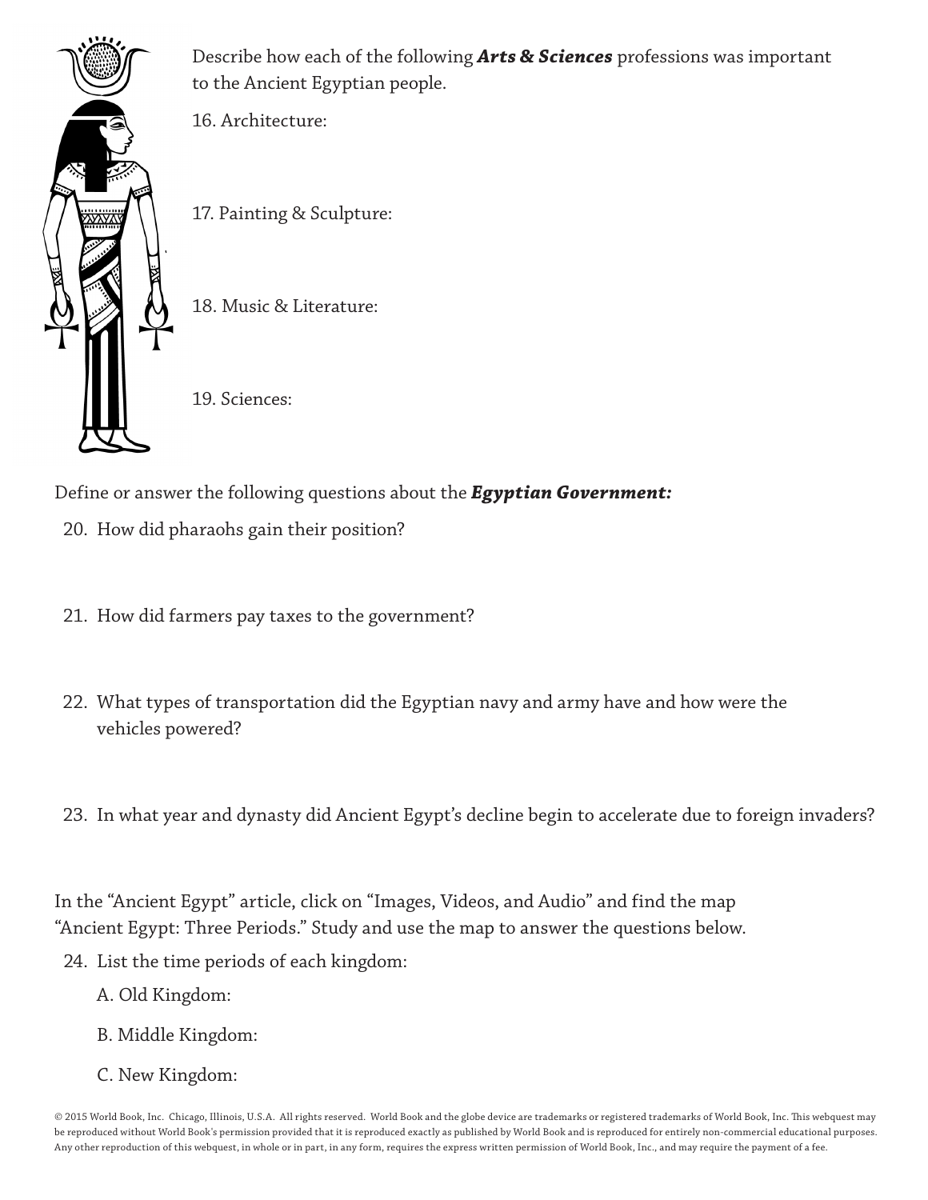Describe how each of the following ***Arts & Sciences*** professions was important to the Ancient Egyptian people.

16. Architecture:

17. Painting & Sculpture:

18. Music & Literature:

19. Sciences:

Define or answer the following questions about the ***Egyptian Government:***

20. How did pharaohs gain their position?

21. How did farmers pay taxes to the government?

22. What types of transportation did the Egyptian navy and army have and how were the vehicles powered?

23. In what year and dynasty did Ancient Egypt's decline begin to accelerate due to foreign invaders?

In the "Ancient Egypt" article, click on "Images, Videos, and Audio" and find the map "Ancient Egypt: Three Periods." Study and use the map to answer the questions below.

24. List the time periods of each kingdom:

    A. Old Kingdom:

    B. Middle Kingdom:

    C. New Kingdom:

© 2015 World Book, Inc. Chicago, Illinois, U.S.A. All rights reserved. World Book and the globe device are trademarks or registered trademarks of World Book, Inc. This webquest may be reproduced without World Book's permission provided that it is reproduced exactly as published by World Book and is reproduced for entirely non-commercial educational purposes. Any other reproduction of this webquest, in whole or in part, in any form, requires the express written permission of World Book, Inc., and may require the payment of a fee.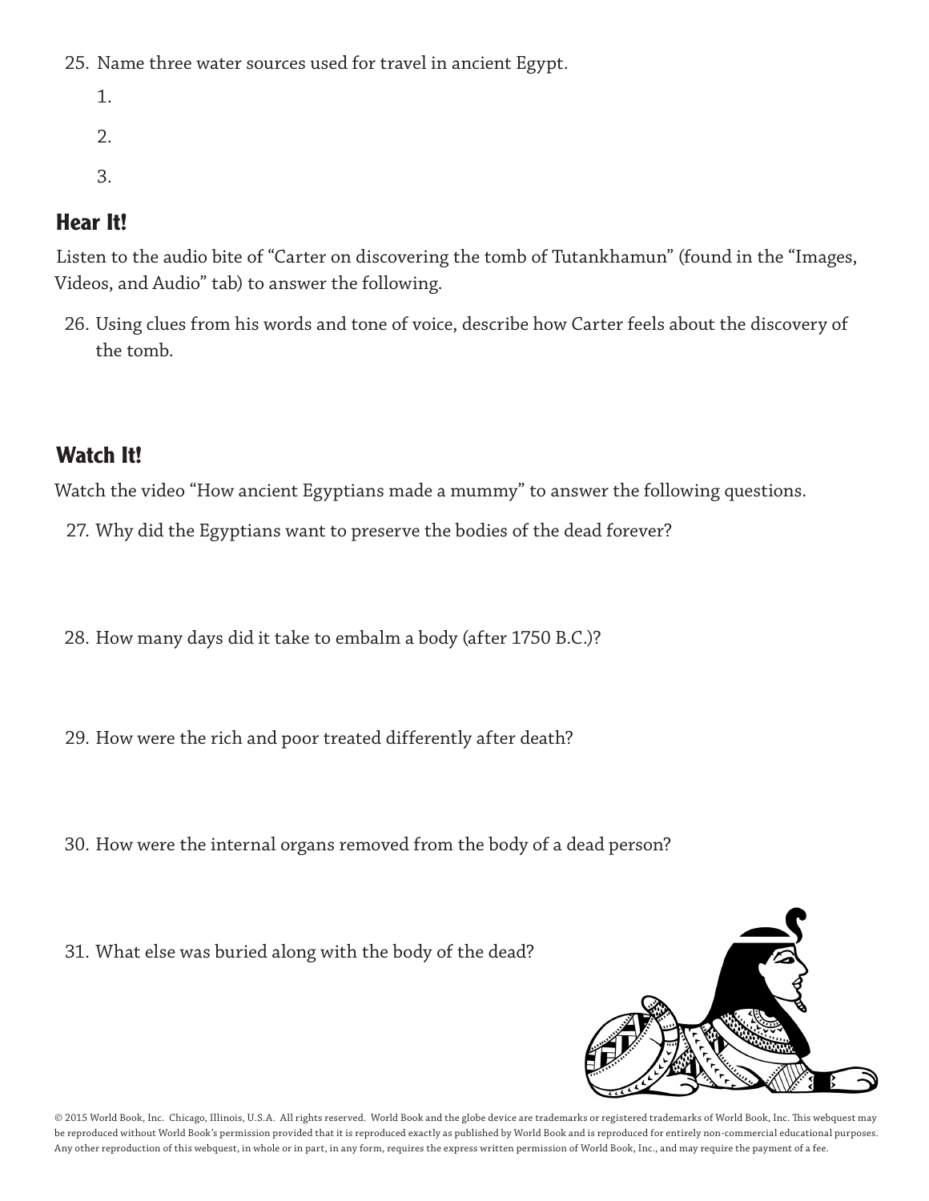25. Name three water sources used for travel in ancient Egypt.

    1.

    2.

    3.

## Hear It!

Listen to the audio bite of "Carter on discovering the tomb of Tutankhamun" (found in the "Images, Videos, and Audio" tab) to answer the following.

26. Using clues from his words and tone of voice, describe how Carter feels about the discovery of the tomb.

## Watch It!

Watch the video "How ancient Egyptians made a mummy" to answer the following questions.

27. Why did the Egyptians want to preserve the bodies of the dead forever?

28. How many days did it take to embalm a body (after 1750 B.C.)?

29. How were the rich and poor treated differently after death?

30. How were the internal organs removed from the body of a dead person?

31. What else was buried along with the body of the dead?

© 2015 World Book, Inc. Chicago, Illinois, U.S.A. All rights reserved. World Book and the globe device are trademarks or registered trademarks of World Book, Inc. This webquest may be reproduced without World Book's permission provided that it is reproduced exactly as published by World Book and is reproduced for entirely non-commercial educational purposes. Any other reproduction of this webquest, in whole or in part, in any form, requires the express written permission of World Book, Inc., and may require the payment of a fee.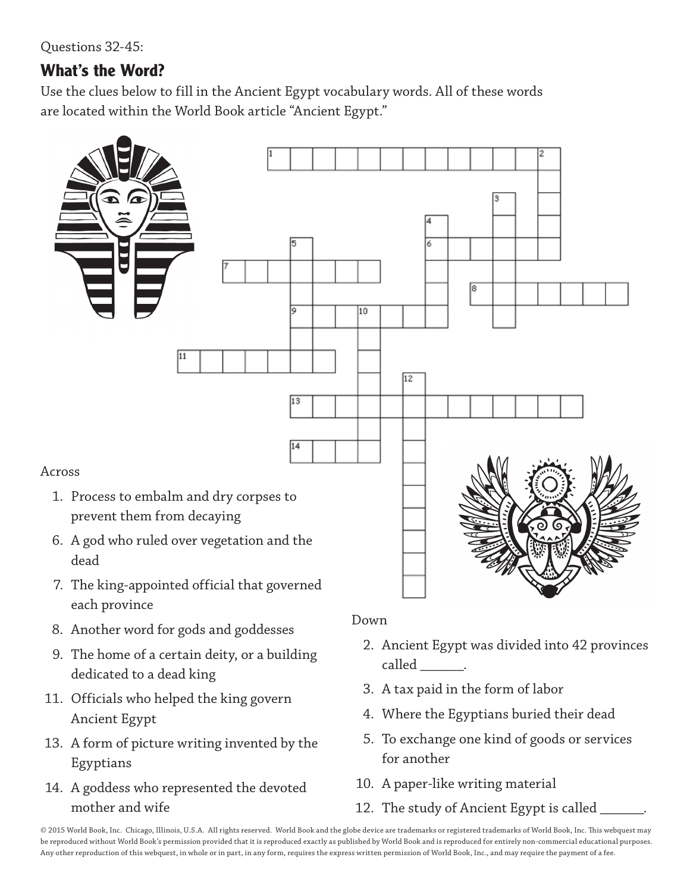Questions 32-45:

## What's the Word?

Use the clues below to fill in the Ancient Egypt vocabulary words. All of these words are located within the World Book article "Ancient Egypt."

### Across

1. Process to embalm and dry corpses to prevent them from decaying
6. A god who ruled over vegetation and the dead
7. The king-appointed official that governed each province
8. Another word for gods and goddesses
9. The home of a certain deity, or a building dedicated to a dead king
11. Officials who helped the king govern Ancient Egypt
13. A form of picture writing invented by the Egyptians
14. A goddess who represented the devoted mother and wife

### Down

2. Ancient Egypt was divided into 42 provinces called _______.
3. A tax paid in the form of labor
4. Where the Egyptians buried their dead
5. To exchange one kind of goods or services for another
10. A paper-like writing material
12. The study of Ancient Egypt is called _______.

© 2015 World Book, Inc. Chicago, Illinois, U.S.A. All rights reserved. World Book and the globe device are trademarks or registered trademarks of World Book, Inc. This webquest may be reproduced without World Book's permission provided that it is reproduced exactly as published by World Book and is reproduced for entirely non-commercial educational purposes. Any other reproduction of this webquest, in whole or in part, in any form, requires the express written permission of World Book, Inc., and may require the payment of a fee.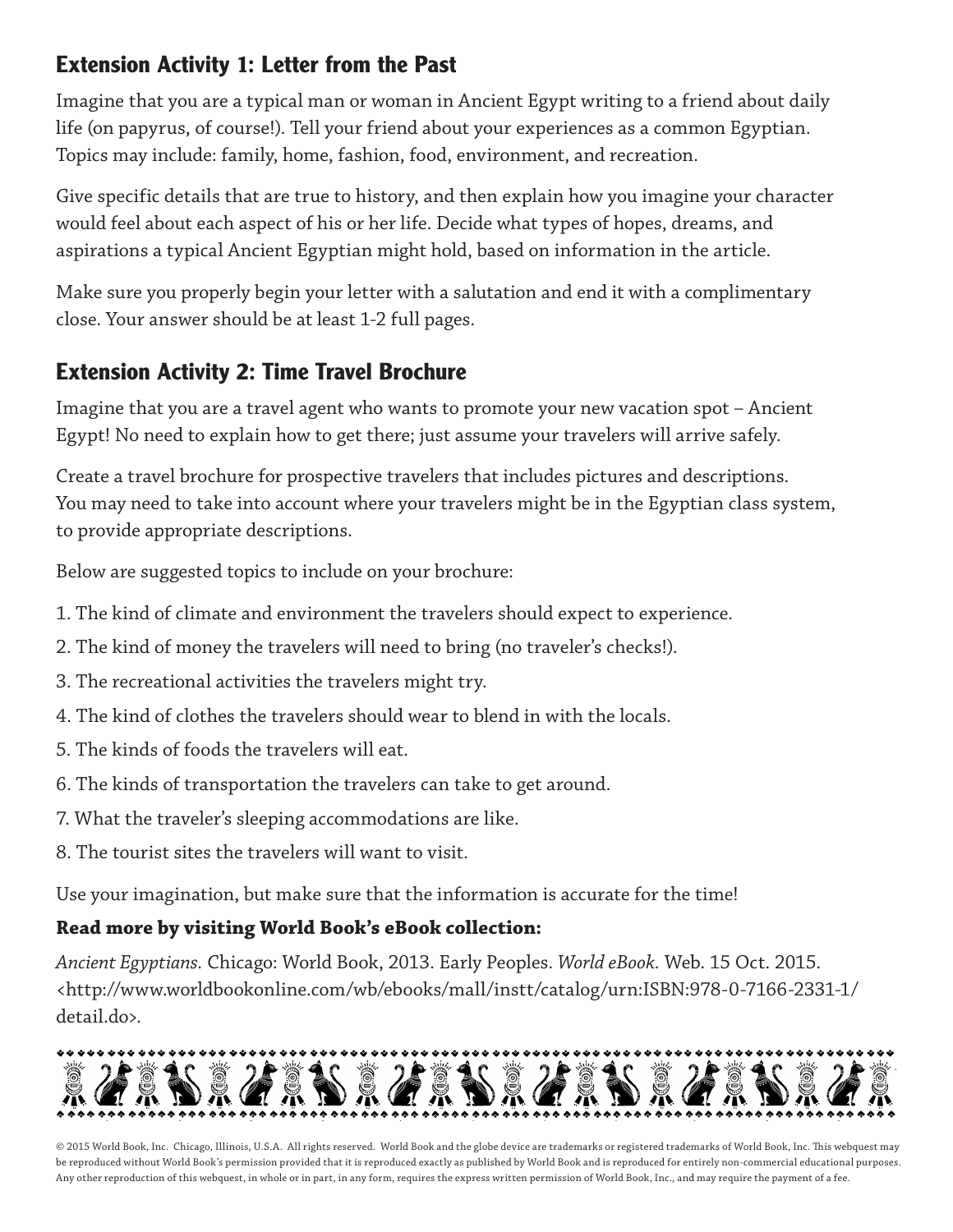## Extension Activity 1: Letter from the Past

Imagine that you are a typical man or woman in Ancient Egypt writing to a friend about daily life (on papyrus, of course!). Tell your friend about your experiences as a common Egyptian. Topics may include: family, home, fashion, food, environment, and recreation.

Give specific details that are true to history, and then explain how you imagine your character would feel about each aspect of his or her life. Decide what types of hopes, dreams, and aspirations a typical Ancient Egyptian might hold, based on information in the article.

Make sure you properly begin your letter with a salutation and end it with a complimentary close. Your answer should be at least 1-2 full pages.

## Extension Activity 2: Time Travel Brochure

Imagine that you are a travel agent who wants to promote your new vacation spot – Ancient Egypt! No need to explain how to get there; just assume your travelers will arrive safely.

Create a travel brochure for prospective travelers that includes pictures and descriptions. You may need to take into account where your travelers might be in the Egyptian class system, to provide appropriate descriptions.

Below are suggested topics to include on your brochure:

1. The kind of climate and environment the travelers should expect to experience.
2. The kind of money the travelers will need to bring (no traveler's checks!).
3. The recreational activities the travelers might try.
4. The kind of clothes the travelers should wear to blend in with the locals.
5. The kinds of foods the travelers will eat.
6. The kinds of transportation the travelers can take to get around.
7. What the traveler's sleeping accommodations are like.
8. The tourist sites the travelers will want to visit.

Use your imagination, but make sure that the information is accurate for the time!

**Read more by visiting World Book's eBook collection:**

*Ancient Egyptians.* Chicago: World Book, 2013. Early Peoples. *World eBook.* Web. 15 Oct. 2015. <http://www.worldbookonline.com/wb/ebooks/mall/instt/catalog/urn:ISBN:978-0-7166-2331-1/detail.do>.

© 2015 World Book, Inc. Chicago, Illinois, U.S.A. All rights reserved. World Book and the globe device are trademarks or registered trademarks of World Book, Inc. This webquest may be reproduced without World Book's permission provided that it is reproduced exactly as published by World Book and is reproduced for entirely non-commercial educational purposes. Any other reproduction of this webquest, in whole or in part, in any form, requires the express written permission of World Book, Inc., and may require the payment of a fee.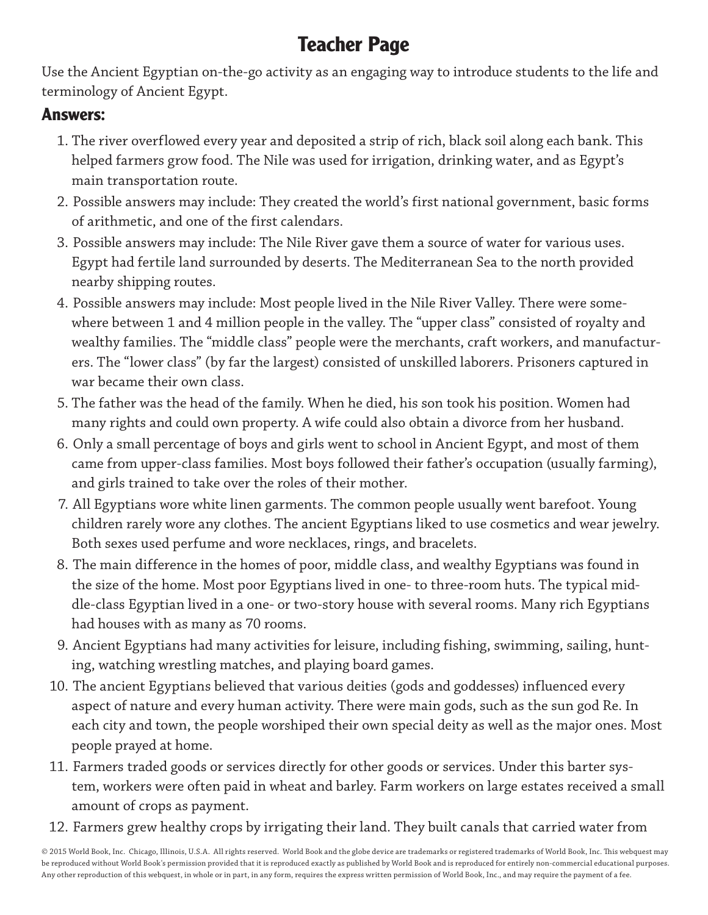# Teacher Page

Use the Ancient Egyptian on-the-go activity as an engaging way to introduce students to the life and terminology of Ancient Egypt.

## Answers:

1. The river overflowed every year and deposited a strip of rich, black soil along each bank. This helped farmers grow food. The Nile was used for irrigation, drinking water, and as Egypt's main transportation route.
2. Possible answers may include: They created the world's first national government, basic forms of arithmetic, and one of the first calendars.
3. Possible answers may include: The Nile River gave them a source of water for various uses. Egypt had fertile land surrounded by deserts. The Mediterranean Sea to the north provided nearby shipping routes.
4. Possible answers may include: Most people lived in the Nile River Valley. There were somewhere between 1 and 4 million people in the valley. The "upper class" consisted of royalty and wealthy families. The "middle class" people were the merchants, craft workers, and manufacturers. The "lower class" (by far the largest) consisted of unskilled laborers. Prisoners captured in war became their own class.
5. The father was the head of the family. When he died, his son took his position. Women had many rights and could own property. A wife could also obtain a divorce from her husband.
6. Only a small percentage of boys and girls went to school in Ancient Egypt, and most of them came from upper-class families. Most boys followed their father's occupation (usually farming), and girls trained to take over the roles of their mother.
7. All Egyptians wore white linen garments. The common people usually went barefoot. Young children rarely wore any clothes. The ancient Egyptians liked to use cosmetics and wear jewelry. Both sexes used perfume and wore necklaces, rings, and bracelets.
8. The main difference in the homes of poor, middle class, and wealthy Egyptians was found in the size of the home. Most poor Egyptians lived in one- to three-room huts. The typical middle-class Egyptian lived in a one- or two-story house with several rooms. Many rich Egyptians had houses with as many as 70 rooms.
9. Ancient Egyptians had many activities for leisure, including fishing, swimming, sailing, hunting, watching wrestling matches, and playing board games.
10. The ancient Egyptians believed that various deities (gods and goddesses) influenced every aspect of nature and every human activity. There were main gods, such as the sun god Re. In each city and town, the people worshiped their own special deity as well as the major ones. Most people prayed at home.
11. Farmers traded goods or services directly for other goods or services. Under this barter system, workers were often paid in wheat and barley. Farm workers on large estates received a small amount of crops as payment.
12. Farmers grew healthy crops by irrigating their land. They built canals that carried water from

© 2015 World Book, Inc. Chicago, Illinois, U.S.A. All rights reserved. World Book and the globe device are trademarks or registered trademarks of World Book, Inc. This webquest may be reproduced without World Book's permission provided that it is reproduced exactly as published by World Book and is reproduced for entirely non-commercial educational purposes. Any other reproduction of this webquest, in whole or in part, in any form, requires the express written permission of World Book, Inc., and may require the payment of a fee.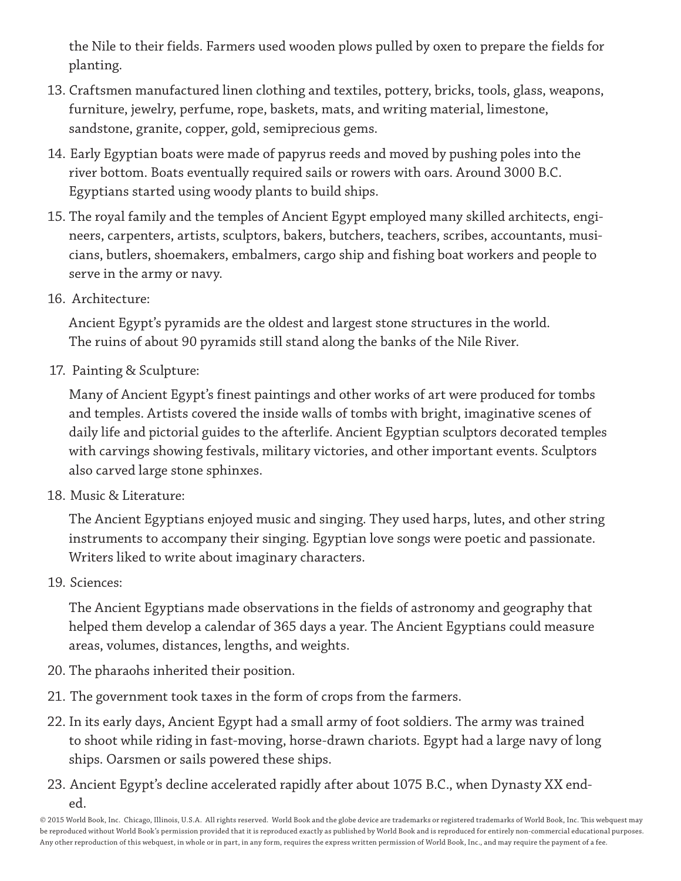the Nile to their fields. Farmers used wooden plows pulled by oxen to prepare the fields for planting.

13. Craftsmen manufactured linen clothing and textiles, pottery, bricks, tools, glass, weapons, furniture, jewelry, perfume, rope, baskets, mats, and writing material, limestone, sandstone, granite, copper, gold, semiprecious gems.

14. Early Egyptian boats were made of papyrus reeds and moved by pushing poles into the river bottom. Boats eventually required sails or rowers with oars. Around 3000 B.C. Egyptians started using woody plants to build ships.

15. The royal family and the temples of Ancient Egypt employed many skilled architects, engineers, carpenters, artists, sculptors, bakers, butchers, teachers, scribes, accountants, musicians, butlers, shoemakers, embalmers, cargo ship and fishing boat workers and people to serve in the army or navy.

16. Architecture:

    Ancient Egypt's pyramids are the oldest and largest stone structures in the world. The ruins of about 90 pyramids still stand along the banks of the Nile River.

17. Painting & Sculpture:

    Many of Ancient Egypt's finest paintings and other works of art were produced for tombs and temples. Artists covered the inside walls of tombs with bright, imaginative scenes of daily life and pictorial guides to the afterlife. Ancient Egyptian sculptors decorated temples with carvings showing festivals, military victories, and other important events. Sculptors also carved large stone sphinxes.

18. Music & Literature:

    The Ancient Egyptians enjoyed music and singing. They used harps, lutes, and other string instruments to accompany their singing. Egyptian love songs were poetic and passionate. Writers liked to write about imaginary characters.

19. Sciences:

    The Ancient Egyptians made observations in the fields of astronomy and geography that helped them develop a calendar of 365 days a year. The Ancient Egyptians could measure areas, volumes, distances, lengths, and weights.

20. The pharaohs inherited their position.

21. The government took taxes in the form of crops from the farmers.

22. In its early days, Ancient Egypt had a small army of foot soldiers. The army was trained to shoot while riding in fast-moving, horse-drawn chariots. Egypt had a large navy of long ships. Oarsmen or sails powered these ships.

23. Ancient Egypt's decline accelerated rapidly after about 1075 B.C., when Dynasty XX ended.

© 2015 World Book, Inc. Chicago, Illinois, U.S.A. All rights reserved. World Book and the globe device are trademarks or registered trademarks of World Book, Inc. This webquest may be reproduced without World Book's permission provided that it is reproduced exactly as published by World Book and is reproduced for entirely non-commercial educational purposes. Any other reproduction of this webquest, in whole or in part, in any form, requires the express written permission of World Book, Inc., and may require the payment of a fee.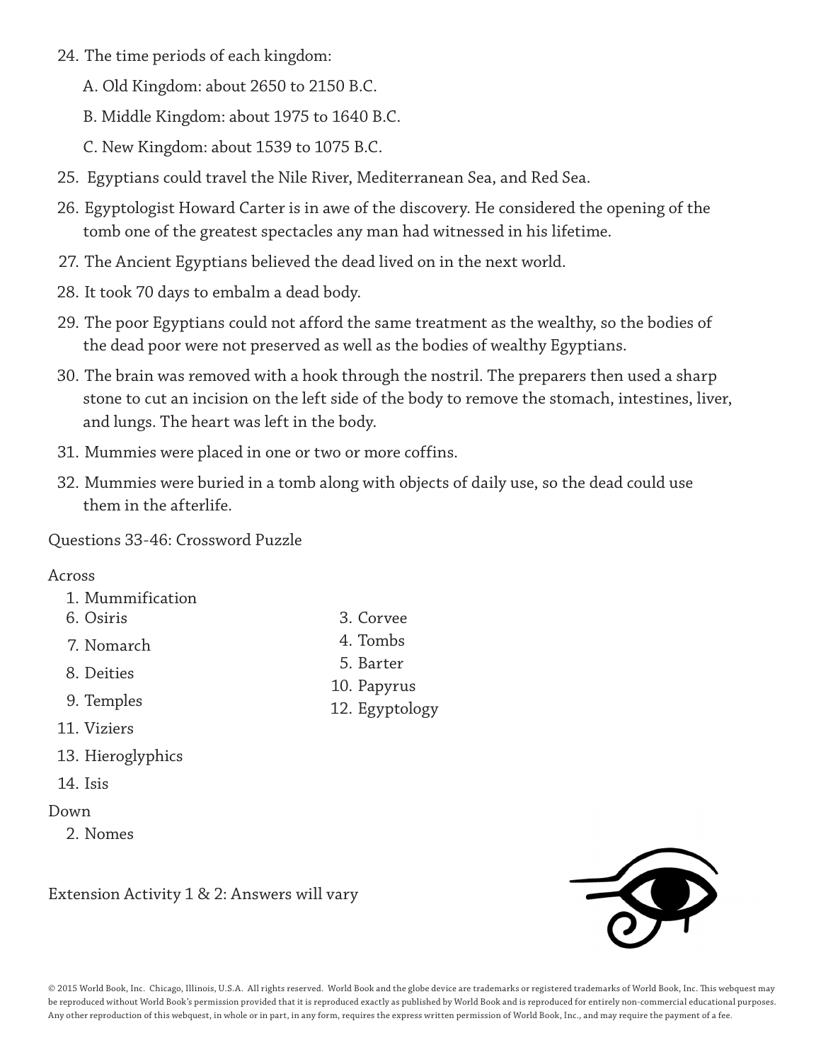24. The time periods of each kingdom:

    A. Old Kingdom: about 2650 to 2150 B.C.

    B. Middle Kingdom: about 1975 to 1640 B.C.

    C. New Kingdom: about 1539 to 1075 B.C.

25. Egyptians could travel the Nile River, Mediterranean Sea, and Red Sea.
26. Egyptologist Howard Carter is in awe of the discovery. He considered the opening of the tomb one of the greatest spectacles any man had witnessed in his lifetime.
27. The Ancient Egyptians believed the dead lived on in the next world.
28. It took 70 days to embalm a dead body.
29. The poor Egyptians could not afford the same treatment as the wealthy, so the bodies of the dead poor were not preserved as well as the bodies of wealthy Egyptians.
30. The brain was removed with a hook through the nostril. The preparers then used a sharp stone to cut an incision on the left side of the body to remove the stomach, intestines, liver, and lungs. The heart was left in the body.
31. Mummies were placed in one or two or more coffins.
32. Mummies were buried in a tomb along with objects of daily use, so the dead could use them in the afterlife.

Questions 33-46: Crossword Puzzle

Across

1. Mummification
6. Osiris
7. Nomarch
8. Deities
9. Temples
11. Viziers
13. Hieroglyphics
14. Isis

Down

2. Nomes
3. Corvee
4. Tombs
5. Barter
10. Papyrus
12. Egyptology

Extension Activity 1 & 2: Answers will vary